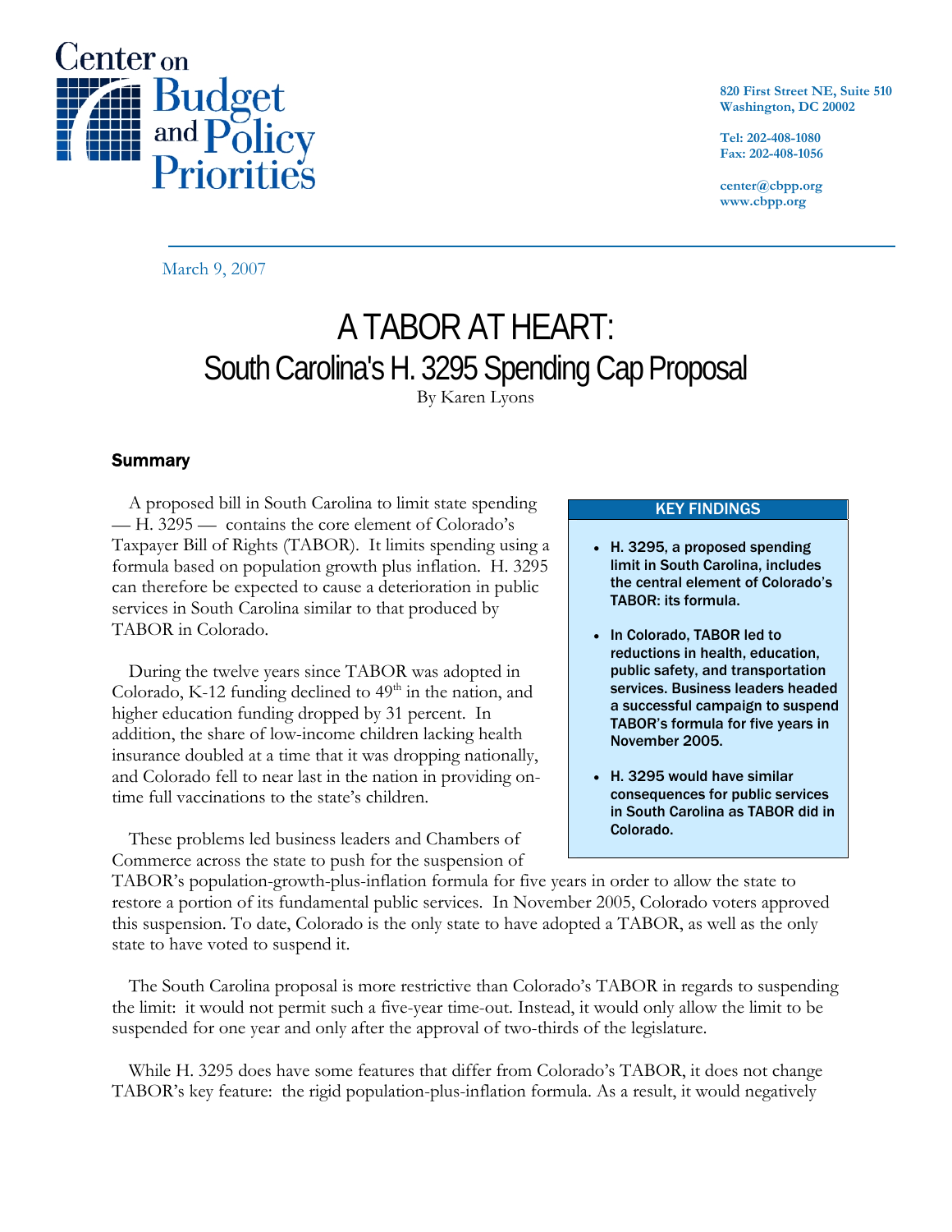Center on Budget and Policy Priorities

820 First Street NE, Suite 510
Washington, DC 20002

Tel: 202-408-1080
Fax: 202-408-1056

center@cbpp.org
www.cbpp.org

March 9, 2007

# A TABOR AT HEART:
## South Carolina's H. 3295 Spending Cap Proposal

By Karen Lyons

### Summary

A proposed bill in South Carolina to limit state spending — H. 3295 — contains the core element of Colorado's Taxpayer Bill of Rights (TABOR). It limits spending using a formula based on population growth plus inflation. H. 3295 can therefore be expected to cause a deterioration in public services in South Carolina similar to that produced by TABOR in Colorado.

During the twelve years since TABOR was adopted in Colorado, K-12 funding declined to 49th in the nation, and higher education funding dropped by 31 percent. In addition, the share of low-income children lacking health insurance doubled at a time that it was dropping nationally, and Colorado fell to near last in the nation in providing on-time full vaccinations to the state's children.

These problems led business leaders and Chambers of Commerce across the state to push for the suspension of TABOR's population-growth-plus-inflation formula for five years in order to allow the state to restore a portion of its fundamental public services. In November 2005, Colorado voters approved this suspension. To date, Colorado is the only state to have adopted a TABOR, as well as the only state to have voted to suspend it.

The South Carolina proposal is more restrictive than Colorado's TABOR in regards to suspending the limit: it would not permit such a five-year time-out. Instead, it would only allow the limit to be suspended for one year and only after the approval of two-thirds of the legislature.

While H. 3295 does have some features that differ from Colorado's TABOR, it does not change TABOR's key feature: the rigid population-plus-inflation formula. As a result, it would negatively

**KEY FINDINGS**

- **H. 3295, a proposed spending limit in South Carolina, includes the central element of Colorado's TABOR: its formula.**
- **In Colorado, TABOR led to reductions in health, education, public safety, and transportation services. Business leaders headed a successful campaign to suspend TABOR's formula for five years in November 2005.**
- **H. 3295 would have similar consequences for public services in South Carolina as TABOR did in Colorado.**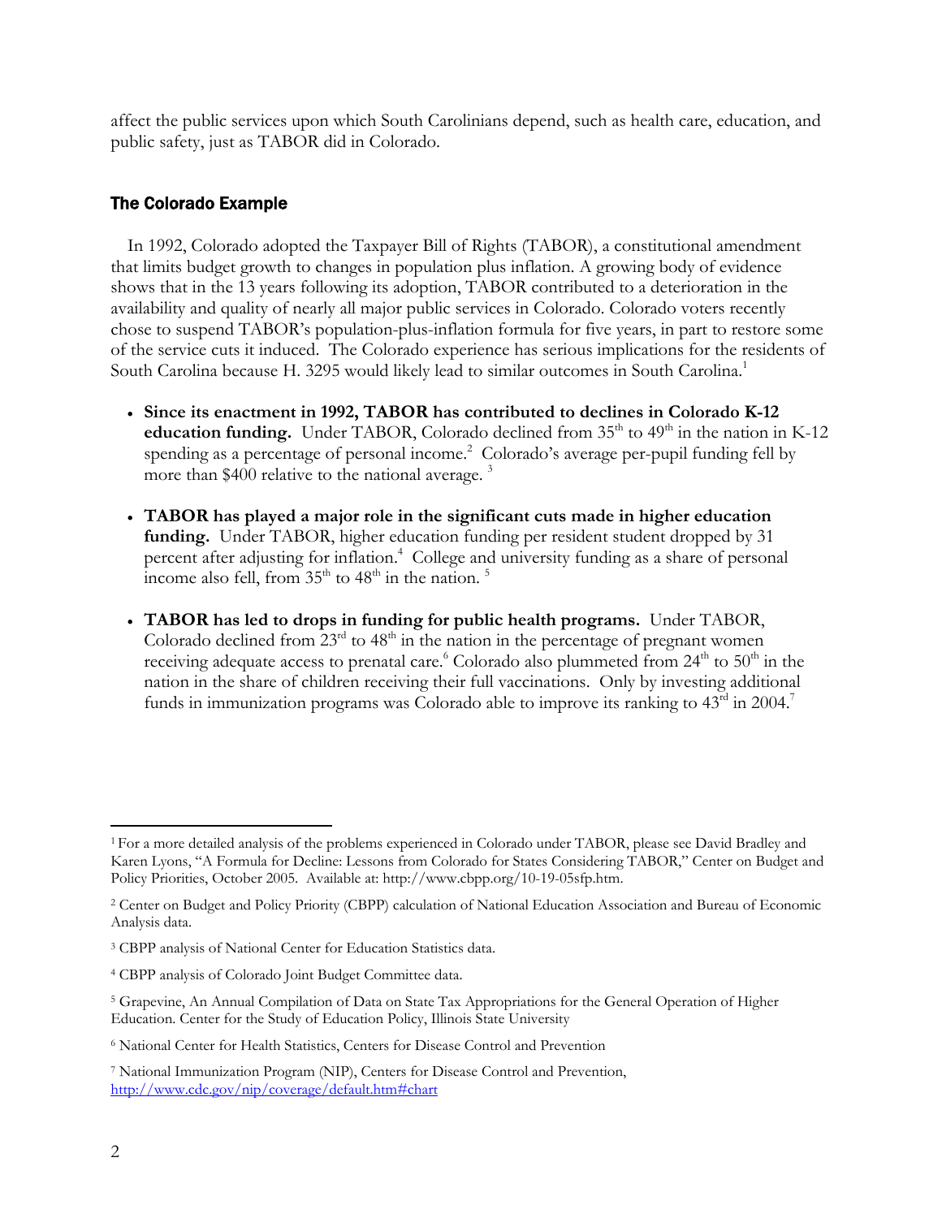affect the public services upon which South Carolinians depend, such as health care, education, and public safety, just as TABOR did in Colorado.

## The Colorado Example

In 1992, Colorado adopted the Taxpayer Bill of Rights (TABOR), a constitutional amendment that limits budget growth to changes in population plus inflation. A growing body of evidence shows that in the 13 years following its adoption, TABOR contributed to a deterioration in the availability and quality of nearly all major public services in Colorado. Colorado voters recently chose to suspend TABOR's population-plus-inflation formula for five years, in part to restore some of the service cuts it induced. The Colorado experience has serious implications for the residents of South Carolina because H. 3295 would likely lead to similar outcomes in South Carolina.[1]

- **Since its enactment in 1992, TABOR has contributed to declines in Colorado K-12 education funding.** Under TABOR, Colorado declined from 35th to 49th in the nation in K-12 spending as a percentage of personal income.[2] Colorado's average per-pupil funding fell by more than $400 relative to the national average.[3]

- **TABOR has played a major role in the significant cuts made in higher education funding.** Under TABOR, higher education funding per resident student dropped by 31 percent after adjusting for inflation.[4] College and university funding as a share of personal income also fell, from 35th to 48th in the nation.[5]

- **TABOR has led to drops in funding for public health programs.** Under TABOR, Colorado declined from 23rd to 48th in the nation in the percentage of pregnant women receiving adequate access to prenatal care.[6] Colorado also plummeted from 24th to 50th in the nation in the share of children receiving their full vaccinations. Only by investing additional funds in immunization programs was Colorado able to improve its ranking to 43rd in 2004.[7]

---

[1] For a more detailed analysis of the problems experienced in Colorado under TABOR, please see David Bradley and Karen Lyons, "A Formula for Decline: Lessons from Colorado for States Considering TABOR," Center on Budget and Policy Priorities, October 2005. Available at: http://www.cbpp.org/10-19-05sfp.htm.

[2] Center on Budget and Policy Priority (CBPP) calculation of National Education Association and Bureau of Economic Analysis data.

[3] CBPP analysis of National Center for Education Statistics data.

[4] CBPP analysis of Colorado Joint Budget Committee data.

[5] Grapevine, An Annual Compilation of Data on State Tax Appropriations for the General Operation of Higher Education. Center for the Study of Education Policy, Illinois State University

[6] National Center for Health Statistics, Centers for Disease Control and Prevention

[7] National Immunization Program (NIP), Centers for Disease Control and Prevention, http://www.cdc.gov/nip/coverage/default.htm#chart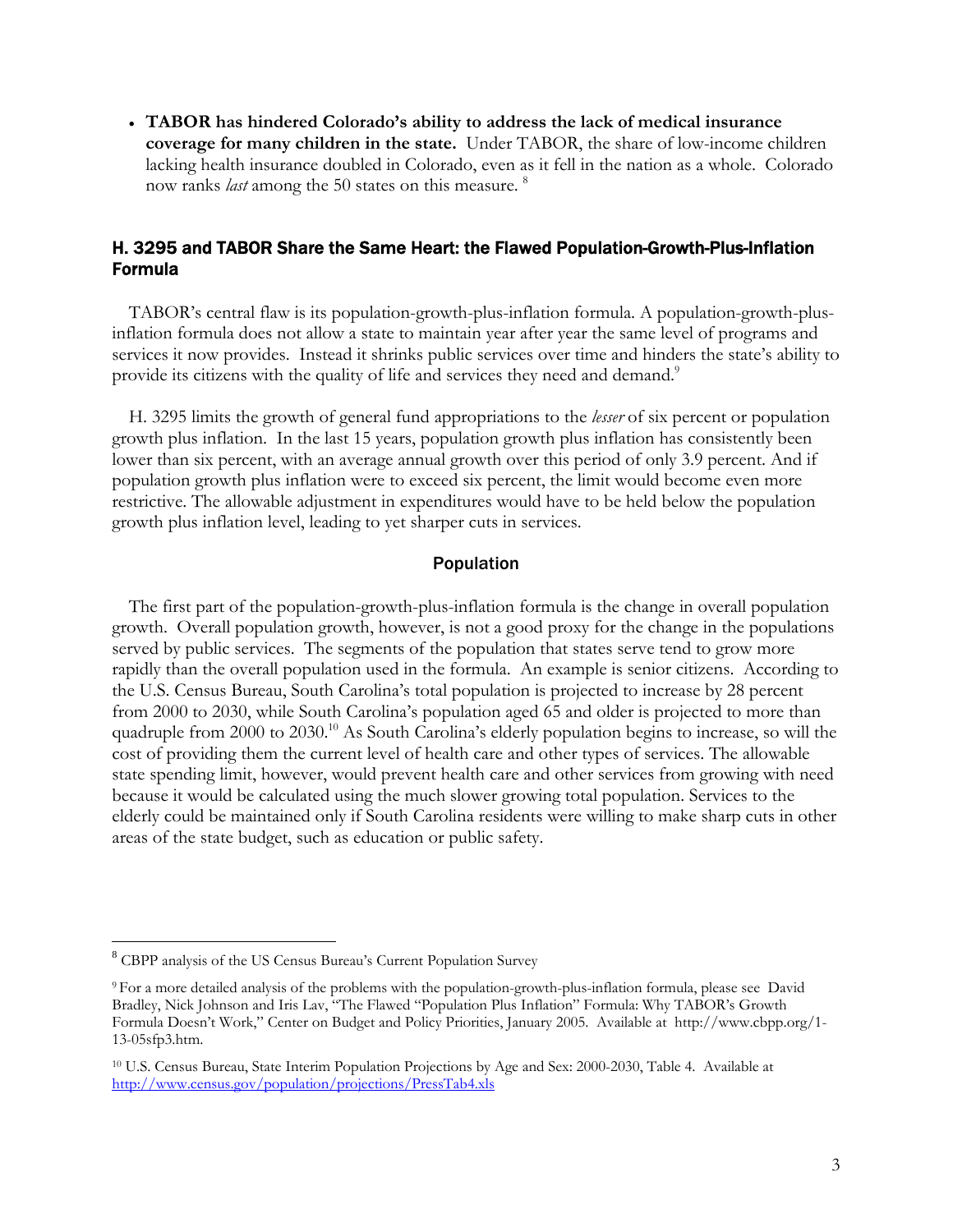- **TABOR has hindered Colorado's ability to address the lack of medical insurance coverage for many children in the state.** Under TABOR, the share of low-income children lacking health insurance doubled in Colorado, even as it fell in the nation as a whole. Colorado now ranks *last* among the 50 states on this measure. [8]

## H. 3295 and TABOR Share the Same Heart: the Flawed Population-Growth-Plus-Inflation Formula

TABOR's central flaw is its population-growth-plus-inflation formula. A population-growth-plus-inflation formula does not allow a state to maintain year after year the same level of programs and services it now provides. Instead it shrinks public services over time and hinders the state's ability to provide its citizens with the quality of life and services they need and demand.[9]

H. 3295 limits the growth of general fund appropriations to the *lesser* of six percent or population growth plus inflation. In the last 15 years, population growth plus inflation has consistently been lower than six percent, with an average annual growth over this period of only 3.9 percent. And if population growth plus inflation were to exceed six percent, the limit would become even more restrictive. The allowable adjustment in expenditures would have to be held below the population growth plus inflation level, leading to yet sharper cuts in services.

### Population

The first part of the population-growth-plus-inflation formula is the change in overall population growth. Overall population growth, however, is not a good proxy for the change in the populations served by public services. The segments of the population that states serve tend to grow more rapidly than the overall population used in the formula. An example is senior citizens. According to the U.S. Census Bureau, South Carolina's total population is projected to increase by 28 percent from 2000 to 2030, while South Carolina's population aged 65 and older is projected to more than quadruple from 2000 to 2030.[10] As South Carolina's elderly population begins to increase, so will the cost of providing them the current level of health care and other types of services. The allowable state spending limit, however, would prevent health care and other services from growing with need because it would be calculated using the much slower growing total population. Services to the elderly could be maintained only if South Carolina residents were willing to make sharp cuts in other areas of the state budget, such as education or public safety.

---

[8] CBPP analysis of the US Census Bureau's Current Population Survey

[9] For a more detailed analysis of the problems with the population-growth-plus-inflation formula, please see David Bradley, Nick Johnson and Iris Lav, "The Flawed "Population Plus Inflation" Formula: Why TABOR's Growth Formula Doesn't Work," Center on Budget and Policy Priorities, January 2005. Available at http://www.cbpp.org/1-13-05sfp3.htm.

[10] U.S. Census Bureau, State Interim Population Projections by Age and Sex: 2000-2030, Table 4. Available at http://www.census.gov/population/projections/PressTab4.xls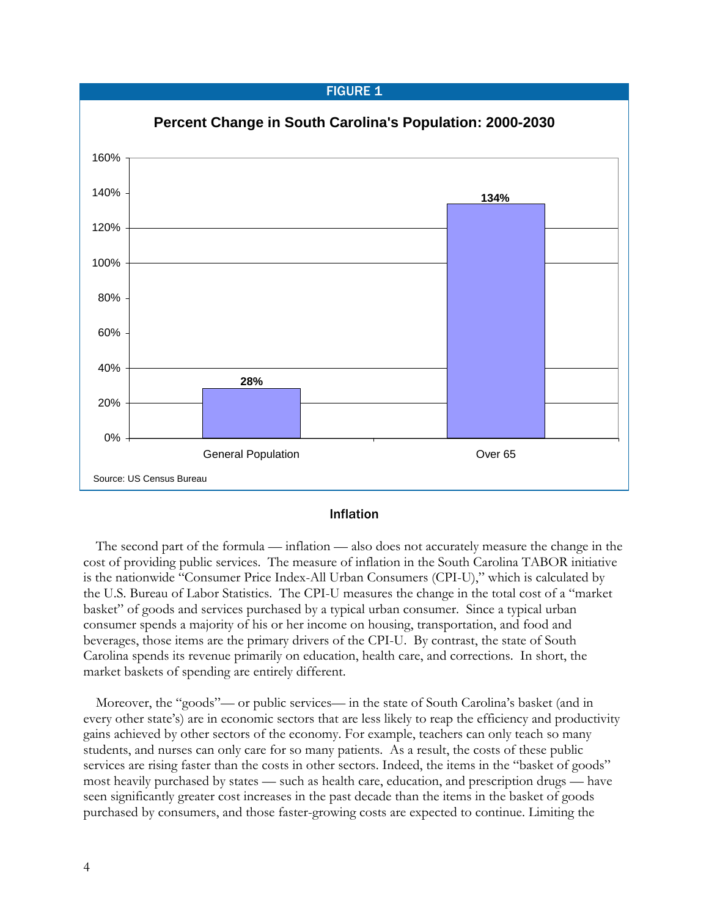FIGURE 1

**Percent Change in South Carolina's Population: 2000-2030**

| | Percent Change |
|---|---|
| General Population | 28% |
| Over 65 | 134% |

Source: US Census Bureau

### Inflation

The second part of the formula — inflation — also does not accurately measure the change in the cost of providing public services. The measure of inflation in the South Carolina TABOR initiative is the nationwide "Consumer Price Index-All Urban Consumers (CPI-U)," which is calculated by the U.S. Bureau of Labor Statistics. The CPI-U measures the change in the total cost of a "market basket" of goods and services purchased by a typical urban consumer. Since a typical urban consumer spends a majority of his or her income on housing, transportation, and food and beverages, those items are the primary drivers of the CPI-U. By contrast, the state of South Carolina spends its revenue primarily on education, health care, and corrections. In short, the market baskets of spending are entirely different.

Moreover, the "goods"— or public services— in the state of South Carolina's basket (and in every other state's) are in economic sectors that are less likely to reap the efficiency and productivity gains achieved by other sectors of the economy. For example, teachers can only teach so many students, and nurses can only care for so many patients. As a result, the costs of these public services are rising faster than the costs in other sectors. Indeed, the items in the "basket of goods" most heavily purchased by states — such as health care, education, and prescription drugs — have seen significantly greater cost increases in the past decade than the items in the basket of goods purchased by consumers, and those faster-growing costs are expected to continue. Limiting the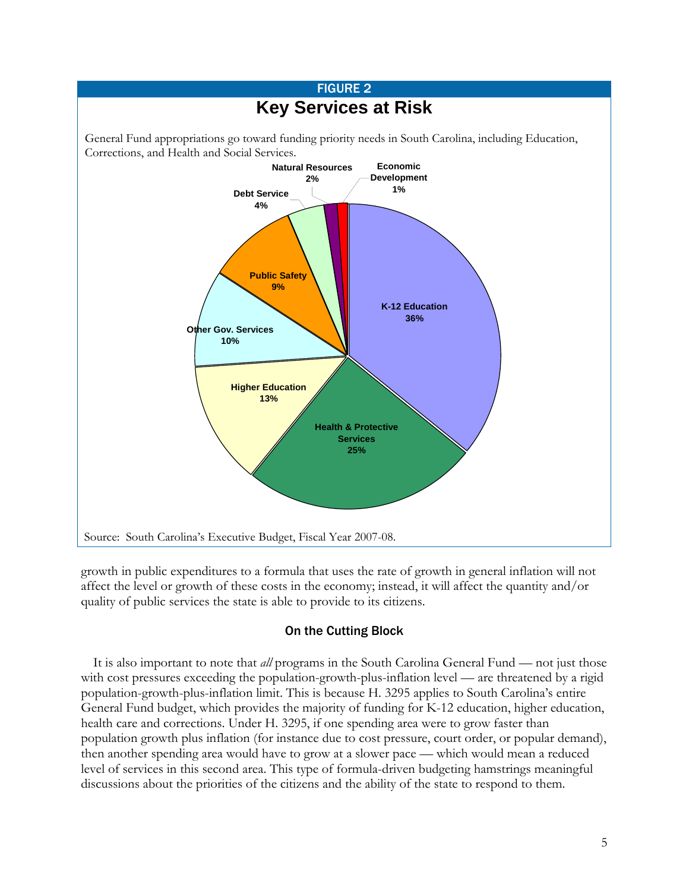FIGURE 2

## Key Services at Risk

General Fund appropriations go toward funding priority needs in South Carolina, including Education, Corrections, and Health and Social Services.

| Category | Share |
| --- | --- |
| K-12 Education | 36% |
| Health & Protective Services | 25% |
| Higher Education | 13% |
| Other Gov. Services | 10% |
| Public Safety | 9% |
| Debt Service | 4% |
| Natural Resources | 2% |
| Economic Development | 1% |

Source: South Carolina's Executive Budget, Fiscal Year 2007-08.

growth in public expenditures to a formula that uses the rate of growth in general inflation will not affect the level or growth of these costs in the economy; instead, it will affect the quantity and/or quality of public services the state is able to provide to its citizens.

### On the Cutting Block

It is also important to note that *all* programs in the South Carolina General Fund — not just those with cost pressures exceeding the population-growth-plus-inflation level — are threatened by a rigid population-growth-plus-inflation limit. This is because H. 3295 applies to South Carolina's entire General Fund budget, which provides the majority of funding for K-12 education, higher education, health care and corrections. Under H. 3295, if one spending area were to grow faster than population growth plus inflation (for instance due to cost pressure, court order, or popular demand), then another spending area would have to grow at a slower pace — which would mean a reduced level of services in this second area. This type of formula-driven budgeting hamstrings meaningful discussions about the priorities of the citizens and the ability of the state to respond to them.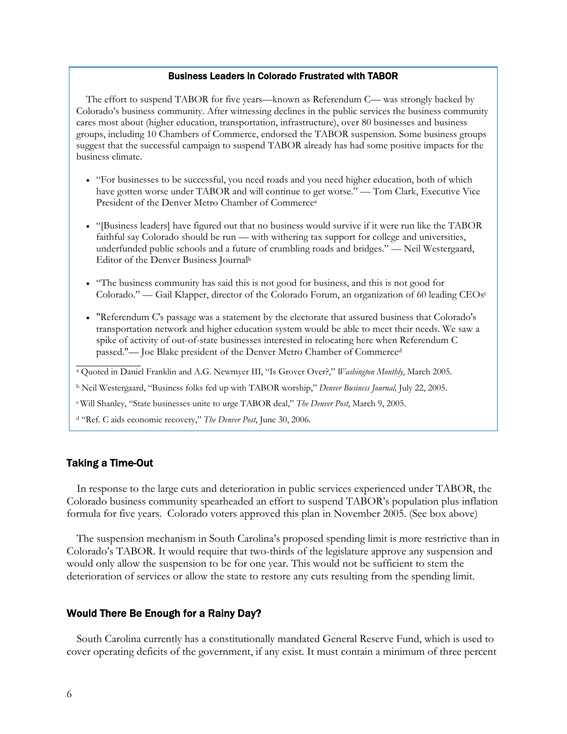### Business Leaders in Colorado Frustrated with TABOR

The effort to suspend TABOR for five years—known as Referendum C— was strongly backed by Colorado's business community. After witnessing declines in the public services the business community cares most about (higher education, transportation, infrastructure), over 80 businesses and business groups, including 10 Chambers of Commerce, endorsed the TABOR suspension. Some business groups suggest that the successful campaign to suspend TABOR already has had some positive impacts for the business climate.

- "For businesses to be successful, you need roads and you need higher education, both of which have gotten worse under TABOR and will continue to get worse." — Tom Clark, Executive Vice President of the Denver Metro Chamber of Commerce[a]
- "[Business leaders] have figured out that no business would survive if it were run like the TABOR faithful say Colorado should be run — with withering tax support for college and universities, underfunded public schools and a future of crumbling roads and bridges." — Neil Westergaard, Editor of the Denver Business Journal[b]
- "The business community has said this is not good for business, and this is not good for Colorado." — Gail Klapper, director of the Colorado Forum, an organization of 60 leading CEOs[c]
- "Referendum C's passage was a statement by the electorate that assured business that Colorado's transportation network and higher education system would be able to meet their needs. We saw a spike of activity of out-of-state businesses interested in relocating here when Referendum C passed."— Joe Blake president of the Denver Metro Chamber of Commerce[d]

[a] Quoted in Daniel Franklin and A.G. Newmyer III, "Is Grover Over?," *Washington Monthly*, March 2005.

[b] Neil Westergaard, "Business folks fed up with TABOR worship," *Denver Business Journal,* July 22, 2005.

[c] Will Shanley, "State businesses unite to urge TABOR deal," *The Denver Post*, March 9, 2005.

[d] "Ref. C aids economic recovery," *The Denver Post*, June 30, 2006.

### Taking a Time-Out

In response to the large cuts and deterioration in public services experienced under TABOR, the Colorado business community spearheaded an effort to suspend TABOR's population plus inflation formula for five years. Colorado voters approved this plan in November 2005. (See box above)

The suspension mechanism in South Carolina's proposed spending limit is more restrictive than in Colorado's TABOR. It would require that two-thirds of the legislature approve any suspension and would only allow the suspension to be for one year. This would not be sufficient to stem the deterioration of services or allow the state to restore any cuts resulting from the spending limit.

### Would There Be Enough for a Rainy Day?

South Carolina currently has a constitutionally mandated General Reserve Fund, which is used to cover operating deficits of the government, if any exist. It must contain a minimum of three percent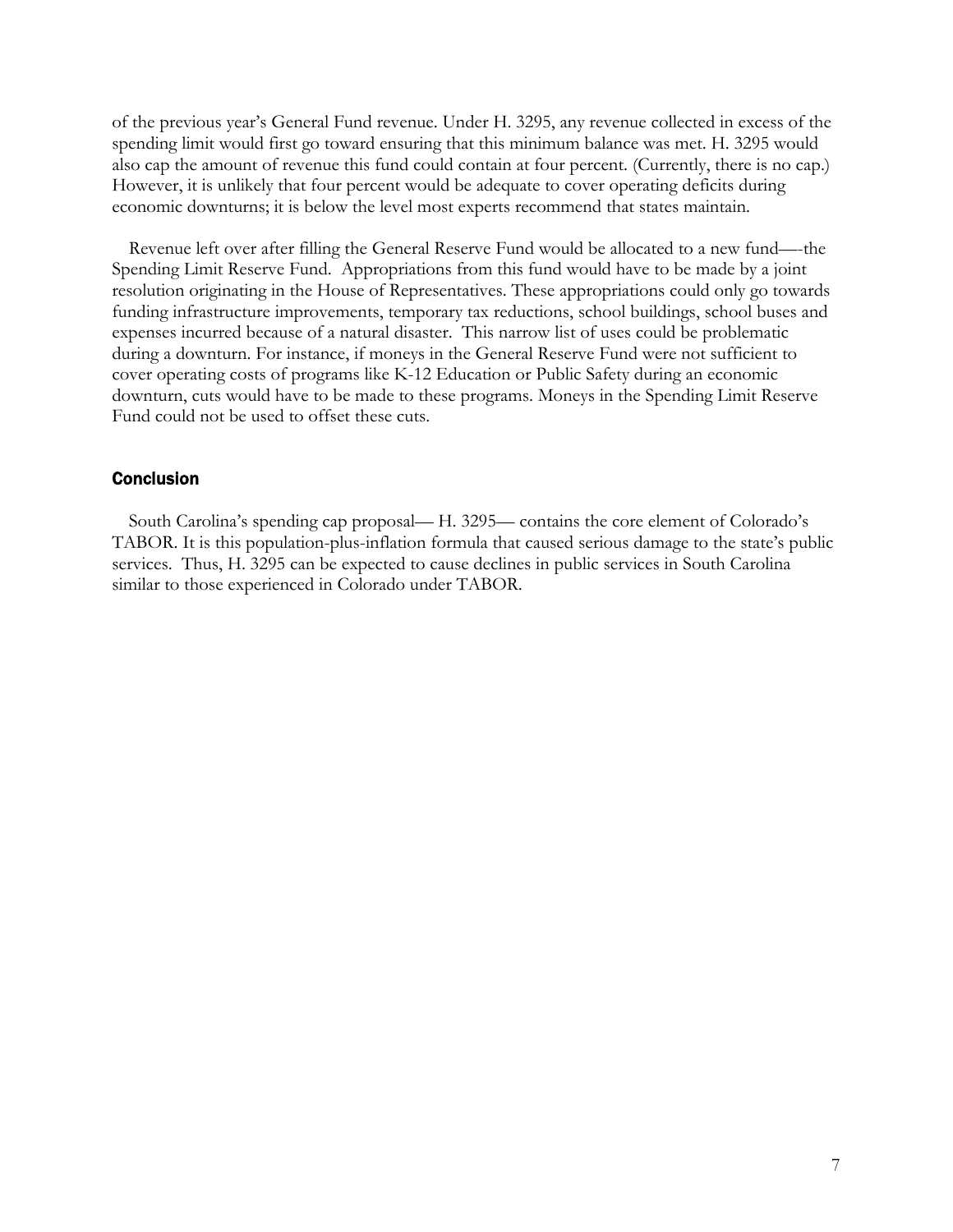of the previous year's General Fund revenue. Under H. 3295, any revenue collected in excess of the spending limit would first go toward ensuring that this minimum balance was met. H. 3295 would also cap the amount of revenue this fund could contain at four percent. (Currently, there is no cap.) However, it is unlikely that four percent would be adequate to cover operating deficits during economic downturns; it is below the level most experts recommend that states maintain.

Revenue left over after filling the General Reserve Fund would be allocated to a new fund—-the Spending Limit Reserve Fund. Appropriations from this fund would have to be made by a joint resolution originating in the House of Representatives. These appropriations could only go towards funding infrastructure improvements, temporary tax reductions, school buildings, school buses and expenses incurred because of a natural disaster. This narrow list of uses could be problematic during a downturn. For instance, if moneys in the General Reserve Fund were not sufficient to cover operating costs of programs like K-12 Education or Public Safety during an economic downturn, cuts would have to be made to these programs. Moneys in the Spending Limit Reserve Fund could not be used to offset these cuts.

### Conclusion

South Carolina's spending cap proposal— H. 3295— contains the core element of Colorado's TABOR. It is this population-plus-inflation formula that caused serious damage to the state's public services. Thus, H. 3295 can be expected to cause declines in public services in South Carolina similar to those experienced in Colorado under TABOR.